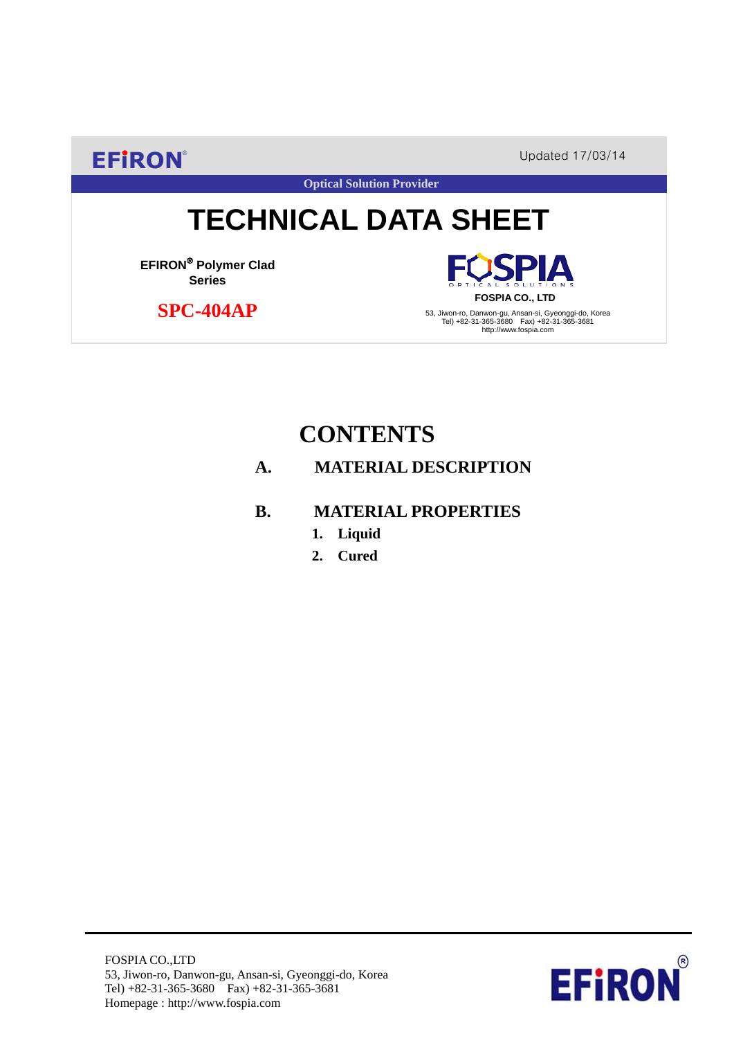EFIRON®

Updated 17/03/14

Optical Solution Provider

# TECHNICAL DATA SHEET

**EFIRON® Polymer Clad Series**

**SPC-404AP**

FOSPIA OPTICAL SOLUTIONS

**FOSPIA CO., LTD**

53, Jiwon-ro, Danwon-gu, Ansan-si, Gyeonggi-do, Korea
Tel) +82-31-365-3680 Fax) +82-31-365-3681
http://www.fospia.com

## CONTENTS

**A. MATERIAL DESCRIPTION**

**B. MATERIAL PROPERTIES**

1. **Liquid**
2. **Cured**

FOSPIA CO.,LTD
53, Jiwon-ro, Danwon-gu, Ansan-si, Gyeonggi-do, Korea
Tel) +82-31-365-3680 Fax) +82-31-365-3681
Homepage : http://www.fospia.com

EFIRON®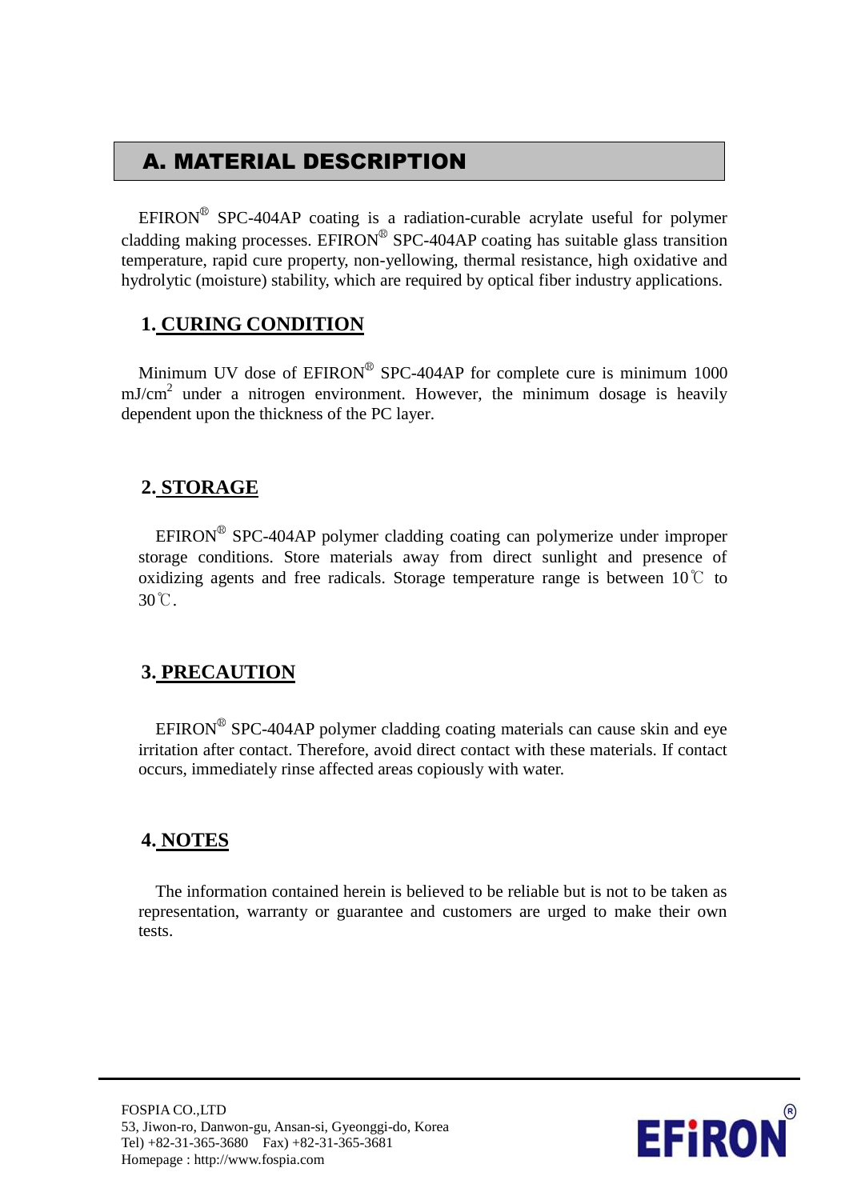## A. MATERIAL DESCRIPTION

EFIRON® SPC-404AP coating is a radiation-curable acrylate useful for polymer cladding making processes. EFIRON® SPC-404AP coating has suitable glass transition temperature, rapid cure property, non-yellowing, thermal resistance, high oxidative and hydrolytic (moisture) stability, which are required by optical fiber industry applications.

### 1. CURING CONDITION

Minimum UV dose of EFIRON® SPC-404AP for complete cure is minimum 1000 $mJ/cm^2$ under a nitrogen environment. However, the minimum dosage is heavily dependent upon the thickness of the PC layer.

### 2. STORAGE

EFIRON® SPC-404AP polymer cladding coating can polymerize under improper storage conditions. Store materials away from direct sunlight and presence of oxidizing agents and free radicals. Storage temperature range is between 10℃ to 30℃.

### 3. PRECAUTION

EFIRON® SPC-404AP polymer cladding coating materials can cause skin and eye irritation after contact. Therefore, avoid direct contact with these materials. If contact occurs, immediately rinse affected areas copiously with water.

### 4. NOTES

The information contained herein is believed to be reliable but is not to be taken as representation, warranty or guarantee and customers are urged to make their own tests.

FOSPIA CO.,LTD
53, Jiwon-ro, Danwon-gu, Ansan-si, Gyeonggi-do, Korea
Tel) +82-31-365-3680 Fax) +82-31-365-3681
Homepage : http://www.fospia.com

EFiRON®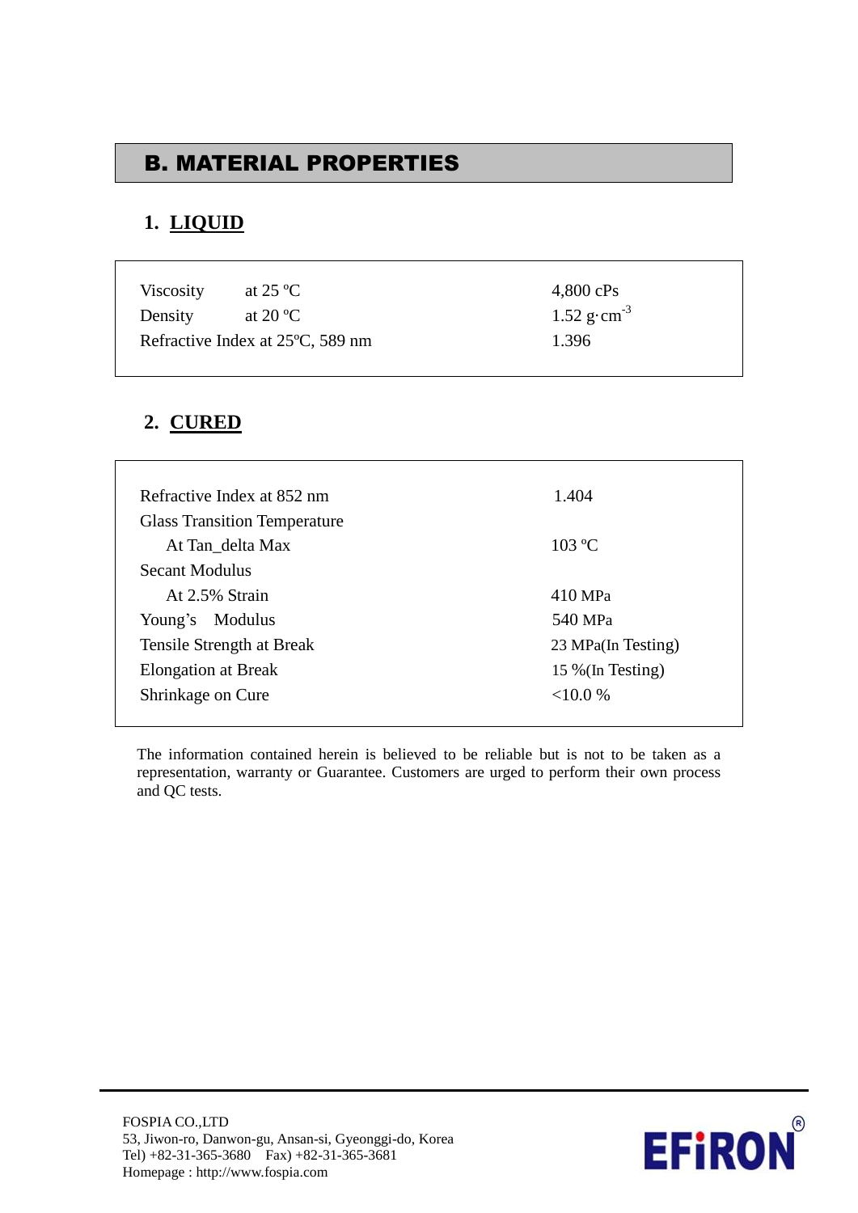# B. MATERIAL PROPERTIES

## 1. LIQUID

| | |
|---|---|
| Viscosity at 25 ºC | 4,800 cPs |
| Density at 20 ºC | 1.52 $g \cdot cm^{-3}$ |
| Refractive Index at 25ºC, 589 nm | 1.396 |

## 2. CURED

| | |
|---|---|
| Refractive Index at 852 nm | 1.404 |
| Glass Transition Temperature | |
| At Tan_delta Max | 103 ºC |
| Secant Modulus | |
| At 2.5% Strain | 410 MPa |
| Young's Modulus | 540 MPa |
| Tensile Strength at Break | 23 MPa(In Testing) |
| Elongation at Break | 15 %(In Testing) |
| Shrinkage on Cure | <10.0 % |

The information contained herein is believed to be reliable but is not to be taken as a representation, warranty or Guarantee. Customers are urged to perform their own process and QC tests.

FOSPIA CO.,LTD
53, Jiwon-ro, Danwon-gu, Ansan-si, Gyeonggi-do, Korea
Tel) +82-31-365-3680 Fax) +82-31-365-3681
Homepage : http://www.fospia.com

EFiRON®